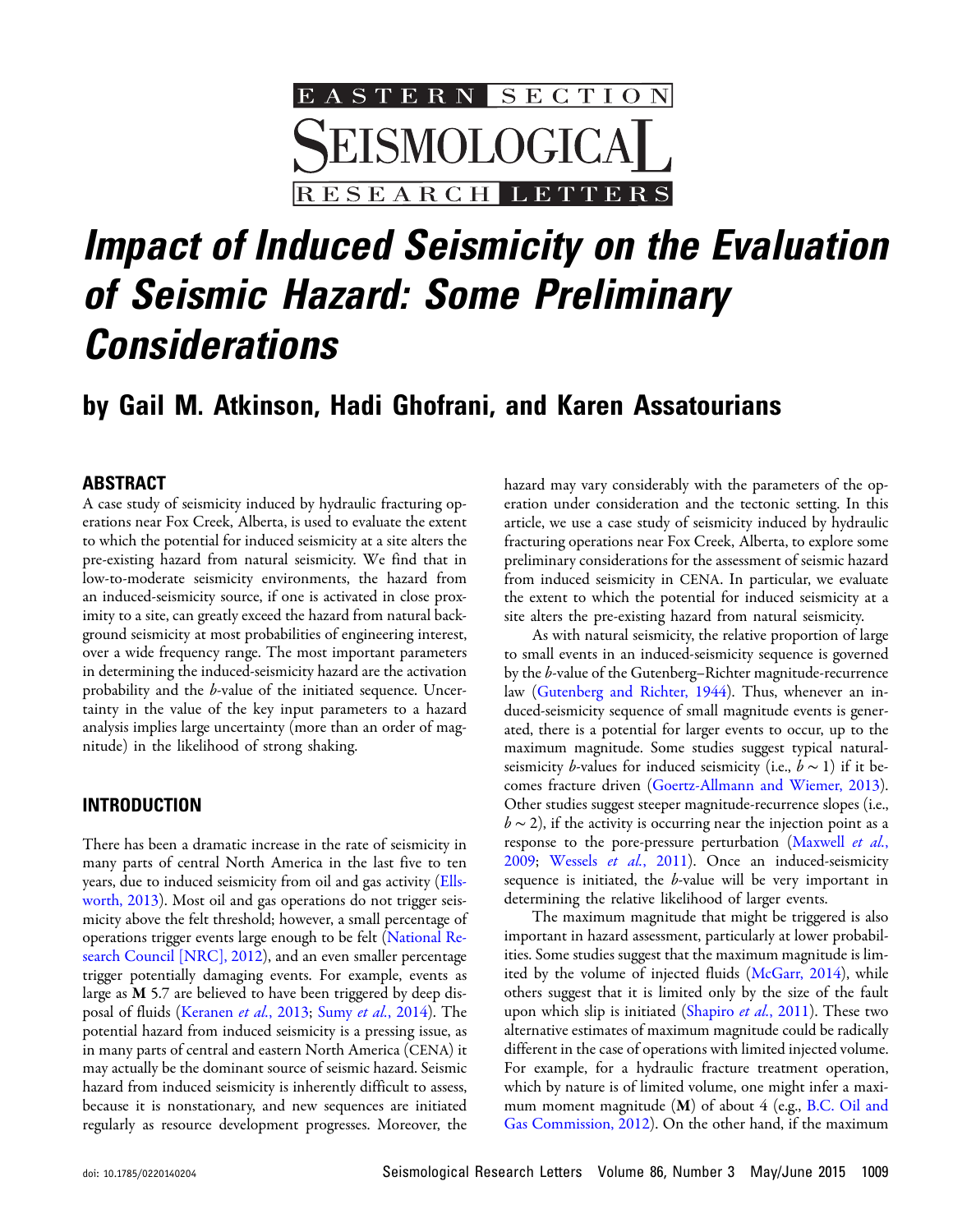# Impact of Induced Seismicity on the Evaluation of Seismic Hazard: Some Preliminary Considerations

## by Gail M. Atkinson, Hadi Ghofrani, and Karen Assatourians

### ABSTRACT

A case study of seismicity induced by hydraulic fracturing operations near Fox Creek, Alberta, is used to evaluate the extent to which the potential for induced seismicity at a site alters the pre-existing hazard from natural seismicity. We find that in low-to-moderate seismicity environments, the hazard from an induced-seismicity source, if one is activated in close proximity to a site, can greatly exceed the hazard from natural background seismicity at most probabilities of engineering interest, over a wide frequency range. The most important parameters in determining the induced-seismicity hazard are the activation probability and the *b*-value of the initiated sequence. Uncertainty in the value of the key input parameters to a hazard analysis implies large uncertainty (more than an order of magnitude) in the likelihood of strong shaking.

### INTRODUCTION

There has been a dramatic increase in the rate of seismicity in many parts of central North America in the last five to ten years, due to induced seismicity from oil and gas activity (Ellsworth, 2013). Most oil and gas operations do not trigger seismicity above the felt threshold; however, a small percentage of operations trigger events large enough to be felt (National Research Council [NRC], 2012), and an even smaller percentage trigger potentially damaging events. For example, events as large as **M** 5.7 are believed to have been triggered by deep disposal of fluids (Keranen *et al.*, 2013; Sumy *et al.*, 2014). The potential hazard from induced seismicity is a pressing issue, as in many parts of central and eastern North America (CENA) it may actually be the dominant source of seismic hazard. Seismic hazard from induced seismicity is inherently difficult to assess, because it is nonstationary, and new sequences are initiated regularly as resource development progresses. Moreover, the hazard may vary considerably with the parameters of the operation under consideration and the tectonic setting. In this article, we use a case study of seismicity induced by hydraulic fracturing operations near Fox Creek, Alberta, to explore some preliminary considerations for the assessment of seismic hazard from induced seismicity in CENA. In particular, we evaluate the extent to which the potential for induced seismicity at a site alters the pre-existing hazard from natural seismicity.

As with natural seismicity, the relative proportion of large to small events in an induced-seismicity sequence is governed by the *b*-value of the Gutenberg–Richter magnitude-recurrence law (Gutenberg and Richter, 1944). Thus, whenever an induced-seismicity sequence of small magnitude events is generated, there is a potential for larger events to occur, up to the maximum magnitude. Some studies suggest typical natural-seismicity *b*-values for induced seismicity (i.e., $b \sim 1$) if it becomes fracture driven (Goertz-Allmann and Wiemer, 2013). Other studies suggest steeper magnitude-recurrence slopes (i.e., $b \sim 2$), if the activity is occurring near the injection point as a response to the pore-pressure perturbation (Maxwell *et al.*, 2009; Wessels *et al.*, 2011). Once an induced-seismicity sequence is initiated, the *b*-value will be very important in determining the relative likelihood of larger events.

The maximum magnitude that might be triggered is also important in hazard assessment, particularly at lower probabilities. Some studies suggest that the maximum magnitude is limited by the volume of injected fluids (McGarr, 2014), while others suggest that it is limited only by the size of the fault upon which slip is initiated (Shapiro *et al.*, 2011). These two alternative estimates of maximum magnitude could be radically different in the case of operations with limited injected volume. For example, for a hydraulic fracture treatment operation, which by nature is of limited volume, one might infer a maximum moment magnitude (**M**) of about 4 (e.g., B.C. Oil and Gas Commission, 2012). On the other hand, if the maximum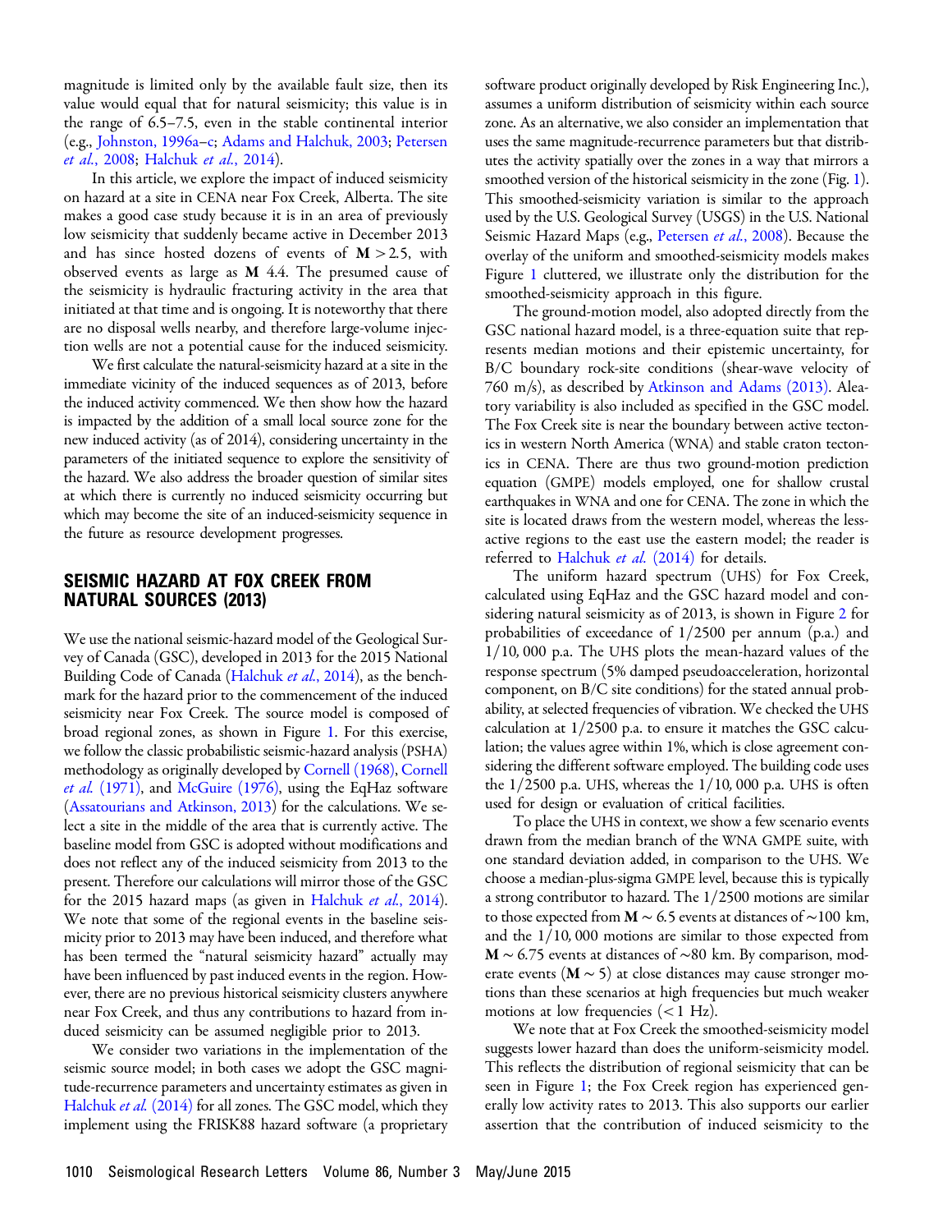magnitude is limited only by the available fault size, then its value would equal that for natural seismicity; this value is in the range of 6.5–7.5, even in the stable continental interior (e.g., Johnston, 1996a–c; Adams and Halchuk, 2003; Petersen *et al.*, 2008; Halchuk *et al.*, 2014).

In this article, we explore the impact of induced seismicity on hazard at a site in CENA near Fox Creek, Alberta. The site makes a good case study because it is in an area of previously low seismicity that suddenly became active in December 2013 and has since hosted dozens of events of $\mathbf{M} > 2.5$, with observed events as large as **M** 4.4. The presumed cause of the seismicity is hydraulic fracturing activity in the area that initiated at that time and is ongoing. It is noteworthy that there are no disposal wells nearby, and therefore large-volume injection wells are not a potential cause for the induced seismicity.

We first calculate the natural-seismicity hazard at a site in the immediate vicinity of the induced sequences as of 2013, before the induced activity commenced. We then show how the hazard is impacted by the addition of a small local source zone for the new induced activity (as of 2014), considering uncertainty in the parameters of the initiated sequence to explore the sensitivity of the hazard. We also address the broader question of similar sites at which there is currently no induced seismicity occurring but which may become the site of an induced-seismicity sequence in the future as resource development progresses.

## SEISMIC HAZARD AT FOX CREEK FROM NATURAL SOURCES (2013)

We use the national seismic-hazard model of the Geological Survey of Canada (GSC), developed in 2013 for the 2015 National Building Code of Canada (Halchuk *et al.*, 2014), as the benchmark for the hazard prior to the commencement of the induced seismicity near Fox Creek. The source model is composed of broad regional zones, as shown in Figure 1. For this exercise, we follow the classic probabilistic seismic-hazard analysis (PSHA) methodology as originally developed by Cornell (1968), Cornell *et al.* (1971), and McGuire (1976), using the EqHaz software (Assatourians and Atkinson, 2013) for the calculations. We select a site in the middle of the area that is currently active. The baseline model from GSC is adopted without modifications and does not reflect any of the induced seismicity from 2013 to the present. Therefore our calculations will mirror those of the GSC for the 2015 hazard maps (as given in Halchuk *et al.*, 2014). We note that some of the regional events in the baseline seismicity prior to 2013 may have been induced, and therefore what has been termed the "natural seismicity hazard" actually may have been influenced by past induced events in the region. However, there are no previous historical seismicity clusters anywhere near Fox Creek, and thus any contributions to hazard from induced seismicity can be assumed negligible prior to 2013.

We consider two variations in the implementation of the seismic source model; in both cases we adopt the GSC magnitude-recurrence parameters and uncertainty estimates as given in Halchuk *et al.* (2014) for all zones. The GSC model, which they implement using the FRISK88 hazard software (a proprietary software product originally developed by Risk Engineering Inc.), assumes a uniform distribution of seismicity within each source zone. As an alternative, we also consider an implementation that uses the same magnitude-recurrence parameters but that distributes the activity spatially over the zones in a way that mirrors a smoothed version of the historical seismicity in the zone (Fig. 1). This smoothed-seismicity variation is similar to the approach used by the U.S. Geological Survey (USGS) in the U.S. National Seismic Hazard Maps (e.g., Petersen *et al.*, 2008). Because the overlay of the uniform and smoothed-seismicity models makes Figure 1 cluttered, we illustrate only the distribution for the smoothed-seismicity approach in this figure.

The ground-motion model, also adopted directly from the GSC national hazard model, is a three-equation suite that represents median motions and their epistemic uncertainty, for B/C boundary rock-site conditions (shear-wave velocity of 760 m/s), as described by Atkinson and Adams (2013). Aleatory variability is also included as specified in the GSC model. The Fox Creek site is near the boundary between active tectonics in western North America (WNA) and stable craton tectonics in CENA. There are thus two ground-motion prediction equation (GMPE) models employed, one for shallow crustal earthquakes in WNA and one for CENA. The zone in which the site is located draws from the western model, whereas the less-active regions to the east use the eastern model; the reader is referred to Halchuk *et al.* (2014) for details.

The uniform hazard spectrum (UHS) for Fox Creek, calculated using EqHaz and the GSC hazard model and considering natural seismicity as of 2013, is shown in Figure 2 for probabilities of exceedance of 1/2500 per annum (p.a.) and 1/10,000 p.a. The UHS plots the mean-hazard values of the response spectrum (5% damped pseudoacceleration, horizontal component, on B/C site conditions) for the stated annual probability, at selected frequencies of vibration. We checked the UHS calculation at 1/2500 p.a. to ensure it matches the GSC calculation; the values agree within 1%, which is close agreement considering the different software employed. The building code uses the 1/2500 p.a. UHS, whereas the 1/10,000 p.a. UHS is often used for design or evaluation of critical facilities.

To place the UHS in context, we show a few scenario events drawn from the median branch of the WNA GMPE suite, with one standard deviation added, in comparison to the UHS. We choose a median-plus-sigma GMPE level, because this is typically a strong contributor to hazard. The 1/2500 motions are similar to those expected from $\mathbf{M} \sim 6.5$ events at distances of ~100 km, and the 1/10,000 motions are similar to those expected from $\mathbf{M} \sim 6.75$ events at distances of ~80 km. By comparison, moderate events ($\mathbf{M} \sim 5$) at close distances may cause stronger motions than these scenarios at high frequencies but much weaker motions at low frequencies (< 1 Hz).

We note that at Fox Creek the smoothed-seismicity model suggests lower hazard than does the uniform-seismicity model. This reflects the distribution of regional seismicity that can be seen in Figure 1; the Fox Creek region has experienced generally low activity rates to 2013. This also supports our earlier assertion that the contribution of induced seismicity to the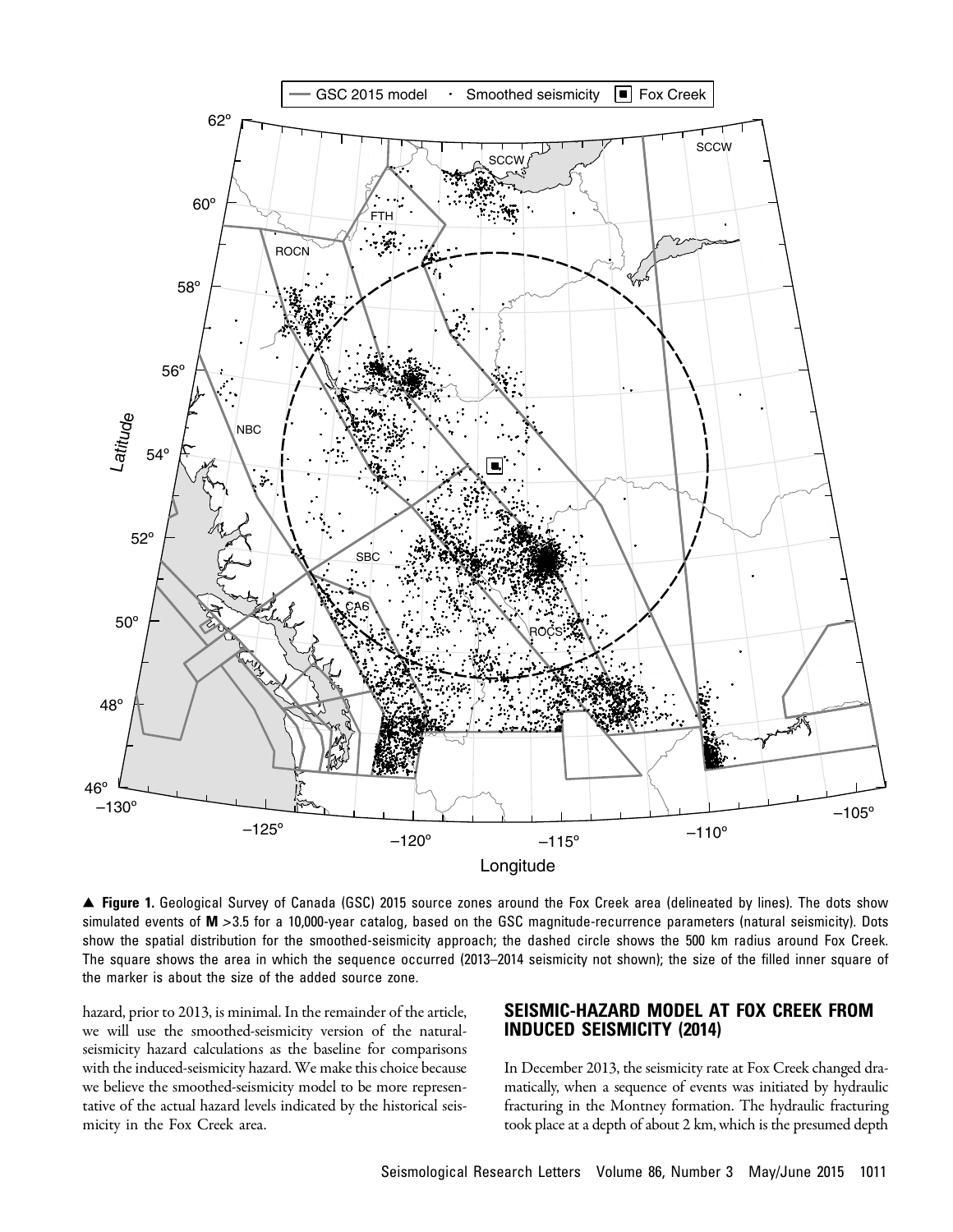▲ **Figure 1.** Geological Survey of Canada (GSC) 2015 source zones around the Fox Creek area (delineated by lines). The dots show simulated events of **M** >3.5 for a 10,000-year catalog, based on the GSC magnitude-recurrence parameters (natural seismicity). Dots show the spatial distribution for the smoothed-seismicity approach; the dashed circle shows the 500 km radius around Fox Creek. The square shows the area in which the sequence occurred (2013–2014 seismicity not shown); the size of the filled inner square of the marker is about the size of the added source zone.

hazard, prior to 2013, is minimal. In the remainder of the article, we will use the smoothed-seismicity version of the natural-seismicity hazard calculations as the baseline for comparisons with the induced-seismicity hazard. We make this choice because we believe the smoothed-seismicity model to be more representative of the actual hazard levels indicated by the historical seismicity in the Fox Creek area.

## SEISMIC-HAZARD MODEL AT FOX CREEK FROM INDUCED SEISMICITY (2014)

In December 2013, the seismicity rate at Fox Creek changed dramatically, when a sequence of events was initiated by hydraulic fracturing in the Montney formation. The hydraulic fracturing took place at a depth of about 2 km, which is the presumed depth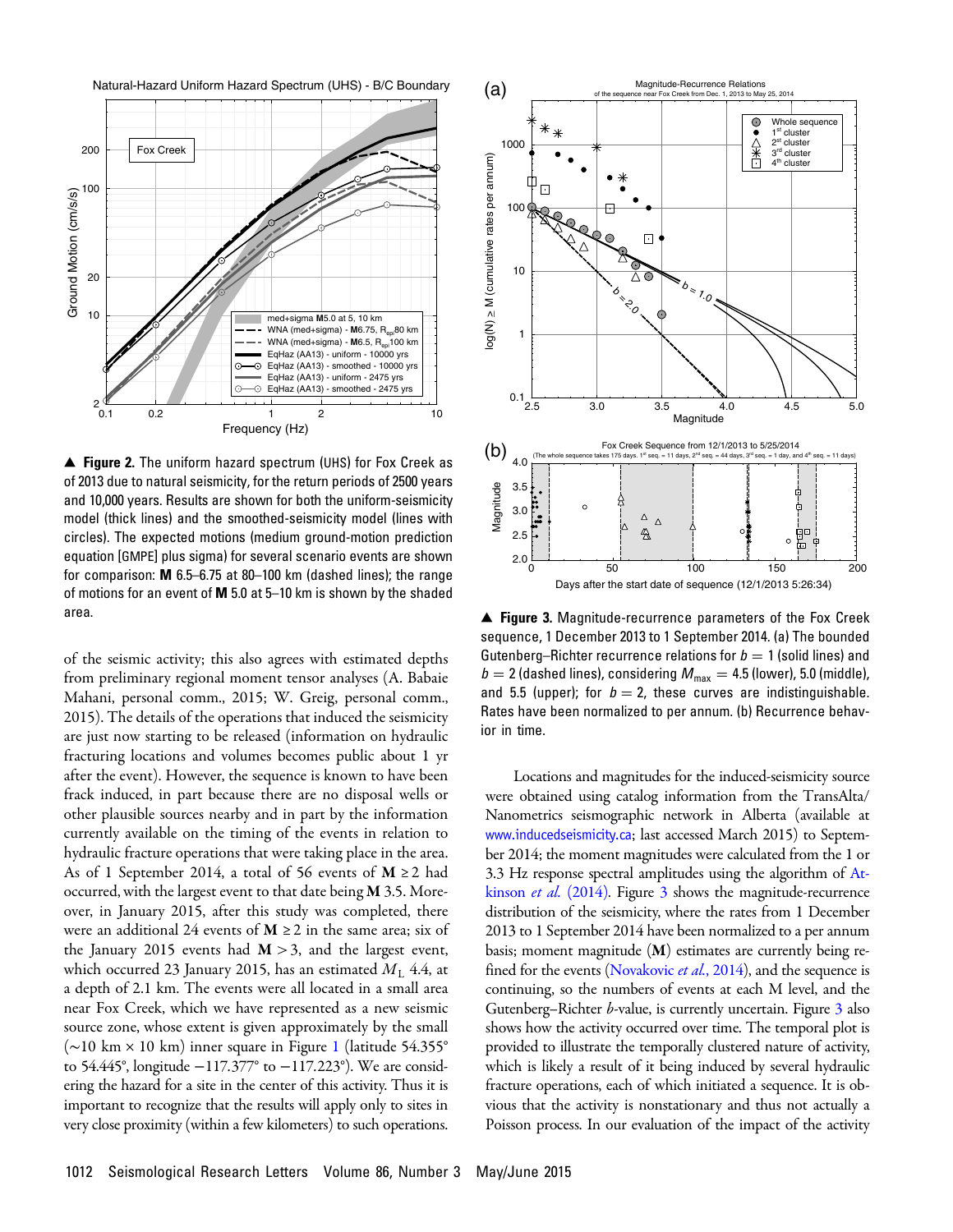▲ **Figure 2.** The uniform hazard spectrum (UHS) for Fox Creek as of 2013 due to natural seismicity, for the return periods of 2500 years and 10,000 years. Results are shown for both the uniform-seismicity model (thick lines) and the smoothed-seismicity model (lines with circles). The expected motions (medium ground-motion prediction equation [GMPE] plus sigma) for several scenario events are shown for comparison: **M** 6.5–6.75 at 80–100 km (dashed lines); the range of motions for an event of **M** 5.0 at 5–10 km is shown by the shaded area.

of the seismic activity; this also agrees with estimated depths from preliminary regional moment tensor analyses (A. Babaie Mahani, personal comm., 2015; W. Greig, personal comm., 2015). The details of the operations that induced the seismicity are just now starting to be released (information on hydraulic fracturing locations and volumes becomes public about 1 yr after the event). However, the sequence is known to have been frack induced, in part because there are no disposal wells or other plausible sources nearby and in part by the information currently available on the timing of the events in relation to hydraulic fracture operations that were taking place in the area. As of 1 September 2014, a total of 56 events of **M** ≥ 2 had occurred, with the largest event to that date being **M** 3.5. Moreover, in January 2015, after this study was completed, there were an additional 24 events of **M** ≥ 2 in the same area; six of the January 2015 events had **M** > 3, and the largest event, which occurred 23 January 2015, has an estimated $M_L$ 4.4, at a depth of 2.1 km. The events were all located in a small area near Fox Creek, which we have represented as a new seismic source zone, whose extent is given approximately by the small (~10 km × 10 km) inner square in Figure 1 (latitude 54.355° to 54.445°, longitude −117.377° to −117.223°). We are considering the hazard for a site in the center of this activity. Thus it is important to recognize that the results will apply only to sites in very close proximity (within a few kilometers) to such operations.

▲ **Figure 3.** Magnitude-recurrence parameters of the Fox Creek sequence, 1 December 2013 to 1 September 2014. (a) The bounded Gutenberg–Richter recurrence relations for $b = 1$ (solid lines) and $b = 2$ (dashed lines), considering $M_{\max} = 4.5$ (lower), 5.0 (middle), and 5.5 (upper); for $b = 2$, these curves are indistinguishable. Rates have been normalized to per annum. (b) Recurrence behavior in time.

Locations and magnitudes for the induced-seismicity source were obtained using catalog information from the TransAlta/Nanometrics seismographic network in Alberta (available at www.inducedseismicity.ca; last accessed March 2015) to September 2014; the moment magnitudes were calculated from the 1 or 3.3 Hz response spectral amplitudes using the algorithm of Atkinson *et al.* (2014). Figure 3 shows the magnitude-recurrence distribution of the seismicity, where the rates from 1 December 2013 to 1 September 2014 have been normalized to a per annum basis; moment magnitude (**M**) estimates are currently being refined for the events (Novakovic *et al.*, 2014), and the sequence is continuing, so the numbers of events at each M level, and the Gutenberg–Richter *b*-value, is currently uncertain. Figure 3 also shows how the activity occurred over time. The temporal plot is provided to illustrate the temporally clustered nature of activity, which is likely a result of it being induced by several hydraulic fracturing operations, each of which initiated a sequence. It is obvious that the activity is nonstationary and thus not actually a Poisson process. In our evaluation of the impact of the activity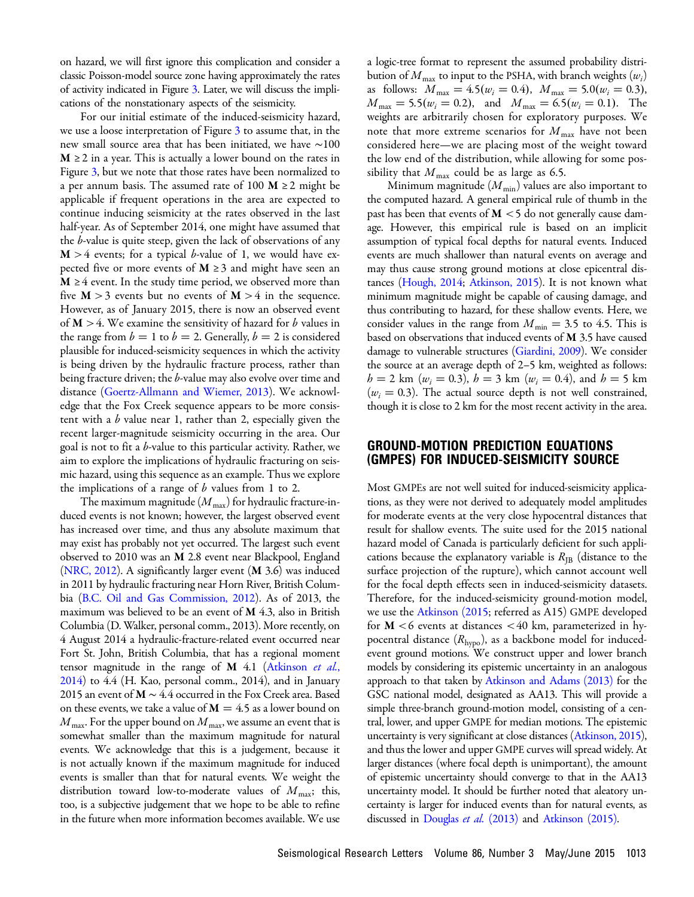on hazard, we will first ignore this complication and consider a classic Poisson-model source zone having approximately the rates of activity indicated in Figure 3. Later, we will discuss the implications of the nonstationary aspects of the seismicity.

For our initial estimate of the induced-seismicity hazard, we use a loose interpretation of Figure 3 to assume that, in the new small source area that has been initiated, we have ∼100 **M** ≥ 2 in a year. This is actually a lower bound on the rates in Figure 3, but we note that those rates have been normalized to a per annum basis. The assumed rate of 100 **M** ≥ 2 might be applicable if frequent operations in the area are expected to continue inducing seismicity at the rates observed in the last half-year. As of September 2014, one might have assumed that the $b$-value is quite steep, given the lack of observations of any **M** > 4 events; for a typical $b$-value of 1, we would have expected five or more events of **M** ≥ 3 and might have seen an **M** ≥ 4 event. In the study time period, we observed more than five **M** > 3 events but no events of **M** > 4 in the sequence. However, as of January 2015, there is now an observed event of **M** > 4. We examine the sensitivity of hazard for $b$ values in the range from $b = 1$ to $b = 2$. Generally, $b = 2$ is considered plausible for induced-seismicity sequences in which the activity is being driven by the hydraulic fracture process, rather than being fracture driven; the $b$-value may also evolve over time and distance (Goertz-Allmann and Wiemer, 2013). We acknowledge that the Fox Creek sequence appears to be more consistent with a $b$ value near 1, rather than 2, especially given the recent larger-magnitude seismicity occurring in the area. Our goal is not to fit a $b$-value to this particular activity. Rather, we aim to explore the implications of hydraulic fracturing on seismic hazard, using this sequence as an example. Thus we explore the implications of a range of $b$ values from 1 to 2.

The maximum magnitude ($M_{max}$) for hydraulic fracture-induced events is not known; however, the largest observed event has increased over time, and thus any absolute maximum that may exist has probably not yet occurred. The largest such event observed to 2010 was an **M** 2.8 event near Blackpool, England (NRC, 2012). A significantly larger event (**M** 3.6) was induced in 2011 by hydraulic fracturing near Horn River, British Columbia (B.C. Oil and Gas Commission, 2012). As of 2013, the maximum was believed to be an event of **M** 4.3, also in British Columbia (D. Walker, personal comm., 2013). More recently, on 4 August 2014 a hydraulic-fracture-related event occurred near Fort St. John, British Columbia, that has a regional moment tensor magnitude in the range of **M** 4.1 (Atkinson *et al.*, 2014) to 4.4 (H. Kao, personal comm., 2014), and in January 2015 an event of **M** ∼ 4.4 occurred in the Fox Creek area. Based on these events, we take a value of **M** = 4.5 as a lower bound on $M_{max}$. For the upper bound on $M_{max}$, we assume an event that is somewhat smaller than the maximum magnitude for natural events. We acknowledge that this is a judgement, because it is not actually known if the maximum magnitude for induced events is smaller than that for natural events. We weight the distribution toward low-to-moderate values of $M_{max}$; this, too, is a subjective judgement that we hope to be able to refine in the future when more information becomes available. We use a logic-tree format to represent the assumed probability distribution of $M_{max}$ to input to the PSHA, with branch weights ($w_i$) as follows: $M_{max} = 4.5 (w_i = 0.4)$, $M_{max} = 5.0 (w_i = 0.3)$, $M_{max} = 5.5 (w_i = 0.2)$, and $M_{max} = 6.5 (w_i = 0.1)$. The weights are arbitrarily chosen for exploratory purposes. We note that more extreme scenarios for $M_{max}$ have not been considered here—we are placing most of the weight toward the low end of the distribution, while allowing for some possibility that $M_{max}$ could be as large as 6.5.

Minimum magnitude ($M_{min}$) values are also important to the computed hazard. A general empirical rule of thumb in the past has been that events of **M** < 5 do not generally cause damage. However, this empirical rule is based on an implicit assumption of typical focal depths for natural events. Induced events are much shallower than natural events on average and may thus cause strong ground motions at close epicentral distances (Hough, 2014; Atkinson, 2015). It is not known what minimum magnitude might be capable of causing damage, and thus contributing to hazard, for these shallow events. Here, we consider values in the range from $M_{min} = 3.5$ to 4.5. This is based on observations that induced events of **M** 3.5 have caused damage to vulnerable structures (Giardini, 2009). We consider the source at an average depth of 2–5 km, weighted as follows: $h = 2$ km ($w_i = 0.3$), $h = 3$ km ($w_i = 0.4$), and $h = 5$ km ($w_i = 0.3$). The actual source depth is not well constrained, though it is close to 2 km for the most recent activity in the area.

## GROUND-MOTION PREDICTION EQUATIONS (GMPES) FOR INDUCED-SEISMICITY SOURCE

Most GMPEs are not well suited for induced-seismicity applications, as they were not derived to adequately model amplitudes for moderate events at the very close hypocentral distances that result for shallow events. The suite used for the 2015 national hazard model of Canada is particularly deficient for such applications because the explanatory variable is $R_{JB}$ (distance to the surface projection of the rupture), which cannot account well for the focal depth effects seen in induced-seismicity datasets. Therefore, for the induced-seismicity ground-motion model, we use the Atkinson (2015; referred as A15) GMPE developed for **M** < 6 events at distances < 40 km, parameterized in hypocentral distance ($R_{hypo}$), as a backbone model for induced-event ground motions. We construct upper and lower branch models by considering its epistemic uncertainty in an analogous approach to that taken by Atkinson and Adams (2013) for the GSC national model, designated as AA13. This will provide a simple three-branch ground-motion model, consisting of a central, lower, and upper GMPE for median motions. The epistemic uncertainty is very significant at close distances (Atkinson, 2015), and thus the lower and upper GMPE curves will spread widely. At larger distances (where focal depth is unimportant), the amount of epistemic uncertainty should converge to that in the AA13 uncertainty model. It should be further noted that aleatory uncertainty is larger for induced events than for natural events, as discussed in Douglas *et al.* (2013) and Atkinson (2015).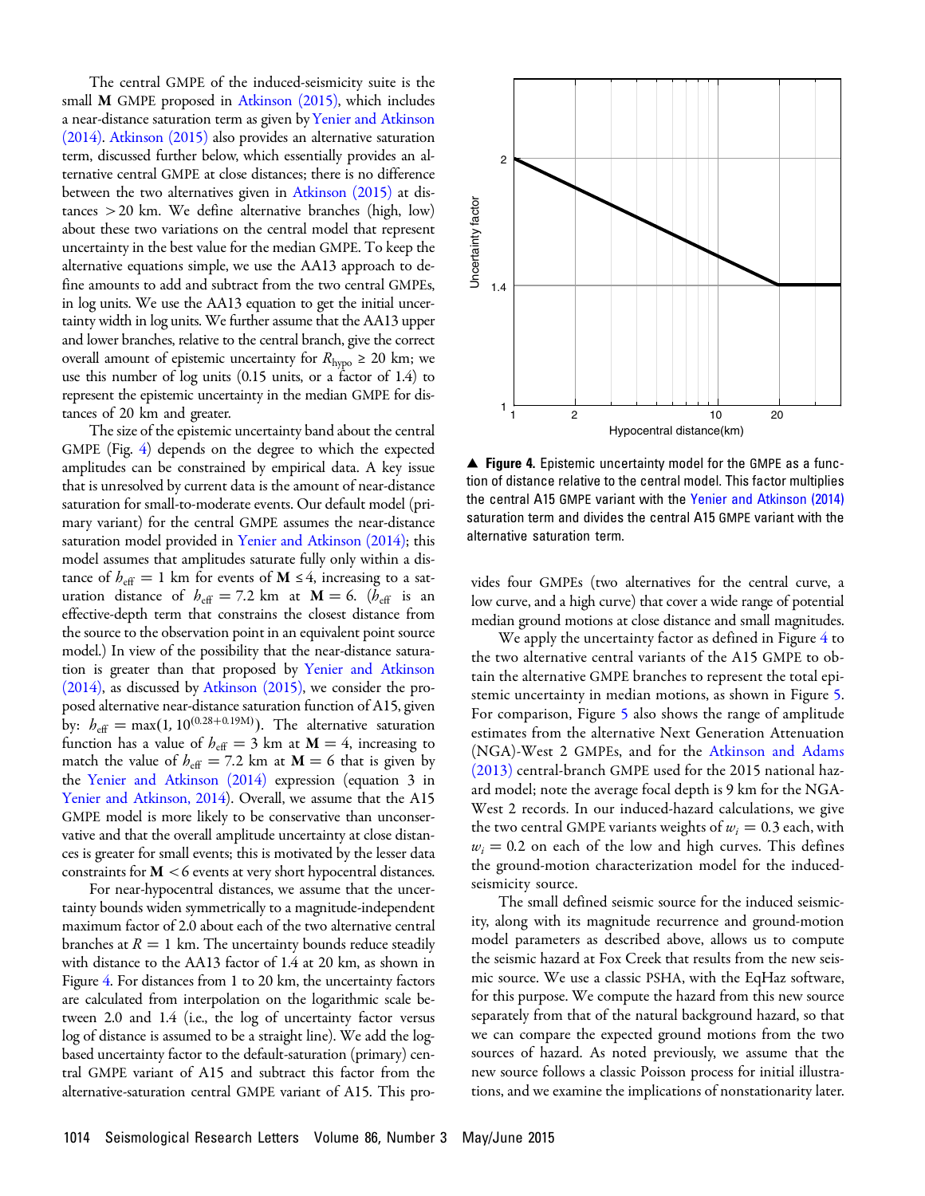The central GMPE of the induced-seismicity suite is the small **M** GMPE proposed in Atkinson (2015), which includes a near-distance saturation term as given by Yenier and Atkinson (2014). Atkinson (2015) also provides an alternative saturation term, discussed further below, which essentially provides an alternative central GMPE at close distances; there is no difference between the two alternatives given in Atkinson (2015) at distances $>20$ km. We define alternative branches (high, low) about these two variations on the central model that represent uncertainty in the best value for the median GMPE. To keep the alternative equations simple, we use the AA13 approach to define amounts to add and subtract from the two central GMPEs, in log units. We use the AA13 equation to get the initial uncertainty width in log units. We further assume that the AA13 upper and lower branches, relative to the central branch, give the correct overall amount of epistemic uncertainty for $R_{\text{hypo}} \geq 20$ km; we use this number of log units (0.15 units, or a factor of 1.4) to represent the epistemic uncertainty in the median GMPE for distances of 20 km and greater.

The size of the epistemic uncertainty band about the central GMPE (Fig. 4) depends on the degree to which the expected amplitudes can be constrained by empirical data. A key issue that is unresolved by current data is the amount of near-distance saturation for small-to-moderate events. Our default model (primary variant) for the central GMPE assumes the near-distance saturation model provided in Yenier and Atkinson (2014); this model assumes that amplitudes saturate fully only within a distance of $h_{\text{eff}} = 1$ km for events of $\mathbf{M} \leq 4$, increasing to a saturation distance of $h_{\text{eff}} = 7.2$ km at $\mathbf{M} = 6$. ($h_{\text{eff}}$ is an effective-depth term that constrains the closest distance from the source to the observation point in an equivalent point source model.) In view of the possibility that the near-distance saturation is greater than that proposed by Yenier and Atkinson (2014), as discussed by Atkinson (2015), we consider the proposed alternative near-distance saturation function of A15, given by: $h_{\text{eff}} = \max(1, 10^{(0.28+0.19\mathbf{M})})$. The alternative saturation function has a value of $h_{\text{eff}} = 3$ km at $\mathbf{M} = 4$, increasing to match the value of $h_{\text{eff}} = 7.2$ km at $\mathbf{M} = 6$ that is given by the Yenier and Atkinson (2014) expression (equation 3 in Yenier and Atkinson, 2014). Overall, we assume that the A15 GMPE model is more likely to be conservative than unconservative and that the overall amplitude uncertainty at close distances is greater for small events; this is motivated by the lesser data constraints for $\mathbf{M} < 6$ events at very short hypocentral distances.

For near-hypocentral distances, we assume that the uncertainty bounds widen symmetrically to a magnitude-independent maximum factor of 2.0 about each of the two alternative central branches at $R = 1$ km. The uncertainty bounds reduce steadily with distance to the AA13 factor of 1.4 at 20 km, as shown in Figure 4. For distances from 1 to 20 km, the uncertainty factors are calculated from interpolation on the logarithmic scale between 2.0 and 1.4 (i.e., the log of uncertainty factor versus log of distance is assumed to be a straight line). We add the log-based uncertainty factor to the default-saturation (primary) central GMPE variant of A15 and subtract this factor from the alternative-saturation central GMPE variant of A15. This provides four GMPEs (two alternatives for the central curve, a low curve, and a high curve) that cover a wide range of potential median ground motions at close distance and small magnitudes.

▲ **Figure 4.** Epistemic uncertainty model for the GMPE as a function of distance relative to the central model. This factor multiplies the central A15 GMPE variant with the Yenier and Atkinson (2014) saturation term and divides the central A15 GMPE variant with the alternative saturation term.

We apply the uncertainty factor as defined in Figure 4 to the two alternative central variants of the A15 GMPE to obtain the alternative GMPE branches to represent the total epistemic uncertainty in median motions, as shown in Figure 5. For comparison, Figure 5 also shows the range of amplitude estimates from the alternative Next Generation Attenuation (NGA)-West 2 GMPEs, and for the Atkinson and Adams (2013) central-branch GMPE used for the 2015 national hazard model; note the average focal depth is 9 km for the NGA-West 2 records. In our induced-hazard calculations, we give the two central GMPE variants weights of $w_i = 0.3$ each, with $w_i = 0.2$ on each of the low and high curves. This defines the ground-motion characterization model for the induced-seismicity source.

The small defined seismic source for the induced seismicity, along with its magnitude recurrence and ground-motion model parameters as described above, allows us to compute the seismic hazard at Fox Creek that results from the new seismic source. We use a classic PSHA, with the EqHaz software, for this purpose. We compute the hazard from this new source separately from that of the natural background hazard, so that we can compare the expected ground motions from the two sources of hazard. As noted previously, we assume that the new source follows a classic Poisson process for initial illustrations, and we examine the implications of nonstationarity later.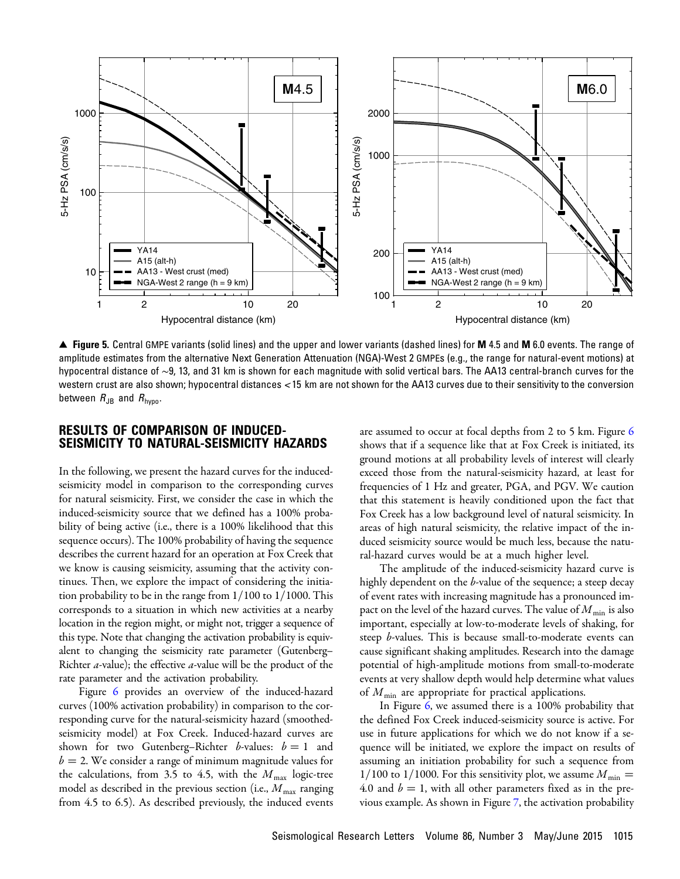▲ **Figure 5.** Central GMPE variants (solid lines) and the upper and lower variants (dashed lines) for **M** 4.5 and **M** 6.0 events. The range of amplitude estimates from the alternative Next Generation Attenuation (NGA)-West 2 GMPEs (e.g., the range for natural-event motions) at hypocentral distance of ~9, 13, and 31 km is shown for each magnitude with solid vertical bars. The AA13 central-branch curves for the western crust are also shown; hypocentral distances < 15 km are not shown for the AA13 curves due to their sensitivity to the conversion between $R_{JB}$ and $R_{hypo}$.

## RESULTS OF COMPARISON OF INDUCED-SEISMICITY TO NATURAL-SEISMICITY HAZARDS

In the following, we present the hazard curves for the induced-seismicity model in comparison to the corresponding curves for natural seismicity. First, we consider the case in which the induced-seismicity source that we defined has a 100% probability of being active (i.e., there is a 100% likelihood that this sequence occurs). The 100% probability of having the sequence describes the current hazard for an operation at Fox Creek that we know is causing seismicity, assuming that the activity continues. Then, we explore the impact of considering the initiation probability to be in the range from 1/100 to 1/1000. This corresponds to a situation in which new activities at a nearby location in the region might, or might not, trigger a sequence of this type. Note that changing the activation probability is equivalent to changing the seismicity rate parameter (Gutenberg–Richter *a*-value); the effective *a*-value will be the product of the rate parameter and the activation probability.

Figure 6 provides an overview of the induced-hazard curves (100% activation probability) in comparison to the corresponding curve for the natural-seismicity hazard (smoothed-seismicity model) at Fox Creek. Induced-hazard curves are shown for two Gutenberg–Richter *b*-values: $b = 1$ and $b = 2$. We consider a range of minimum magnitude values for the calculations, from 3.5 to 4.5, with the $M_{max}$ logic-tree model as described in the previous section (i.e., $M_{max}$ ranging from 4.5 to 6.5). As described previously, the induced events are assumed to occur at focal depths from 2 to 5 km. Figure 6 shows that if a sequence like that at Fox Creek is initiated, its ground motions at all probability levels of interest will clearly exceed those from the natural-seismicity hazard, at least for frequencies of 1 Hz and greater, PGA, and PGV. We caution that this statement is heavily conditioned upon the fact that Fox Creek has a low background level of natural seismicity. In areas of high natural seismicity, the relative impact of the induced seismicity source would be much less, because the natural-hazard curves would be at a much higher level.

The amplitude of the induced-seismicity hazard curve is highly dependent on the *b*-value of the sequence; a steep decay of event rates with increasing magnitude has a pronounced impact on the level of the hazard curves. The value of $M_{min}$ is also important, especially at low-to-moderate levels of shaking, for steep *b*-values. This is because small-to-moderate events can cause significant shaking amplitudes. Research into the damage potential of high-amplitude motions from small-to-moderate events at very shallow depth would help determine what values of $M_{min}$ are appropriate for practical applications.

In Figure 6, we assumed there is a 100% probability that the defined Fox Creek induced-seismicity source is active. For use in future applications for which we do not know if a sequence will be initiated, we explore the impact on results of assuming an initiation probability for such a sequence from 1/100 to 1/1000. For this sensitivity plot, we assume $M_{min} = 4.0$ and $b = 1$, with all other parameters fixed as in the previous example. As shown in Figure 7, the activation probability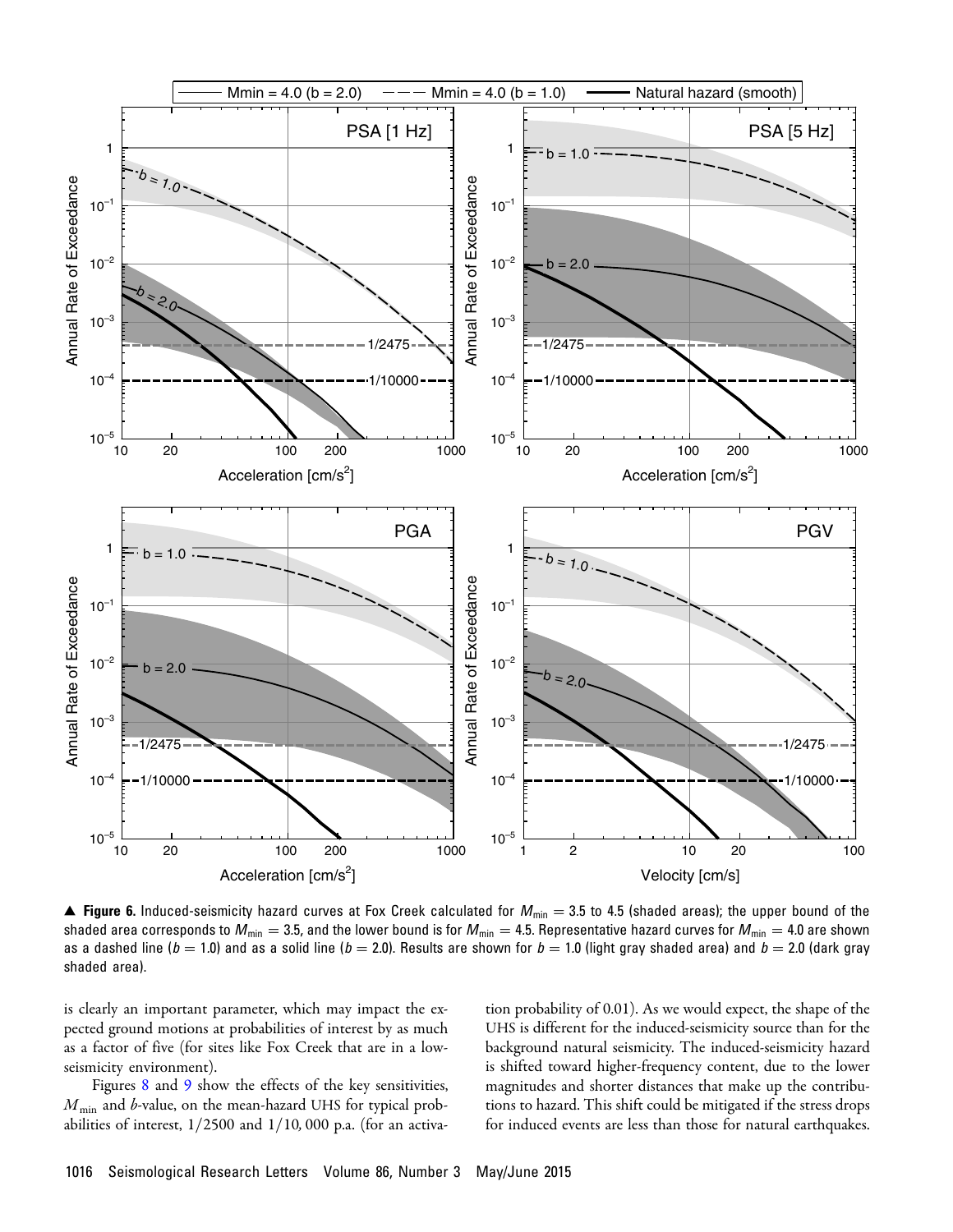▲ **Figure 6.** Induced-seismicity hazard curves at Fox Creek calculated for $M_{\min} = 3.5$ to 4.5 (shaded areas); the upper bound of the shaded area corresponds to $M_{\min} = 3.5$, and the lower bound is for $M_{\min} = 4.5$. Representative hazard curves for $M_{\min} = 4.0$ are shown as a dashed line ($b = 1.0$) and as a solid line ($b = 2.0$). Results are shown for $b = 1.0$ (light gray shaded area) and $b = 2.0$ (dark gray shaded area).

is clearly an important parameter, which may impact the expected ground motions at probabilities of interest by as much as a factor of five (for sites like Fox Creek that are in a low-seismicity environment).

Figures 8 and 9 show the effects of the key sensitivities, $M_{\min}$ and $b$-value, on the mean-hazard UHS for typical probabilities of interest, 1/2500 and 1/10, 000 p.a. (for an activation probability of 0.01). As we would expect, the shape of the UHS is different for the induced-seismicity source than for the background natural seismicity. The induced-seismicity hazard is shifted toward higher-frequency content, due to the lower magnitudes and shorter distances that make up the contributions to hazard. This shift could be mitigated if the stress drops for induced events are less than those for natural earthquakes.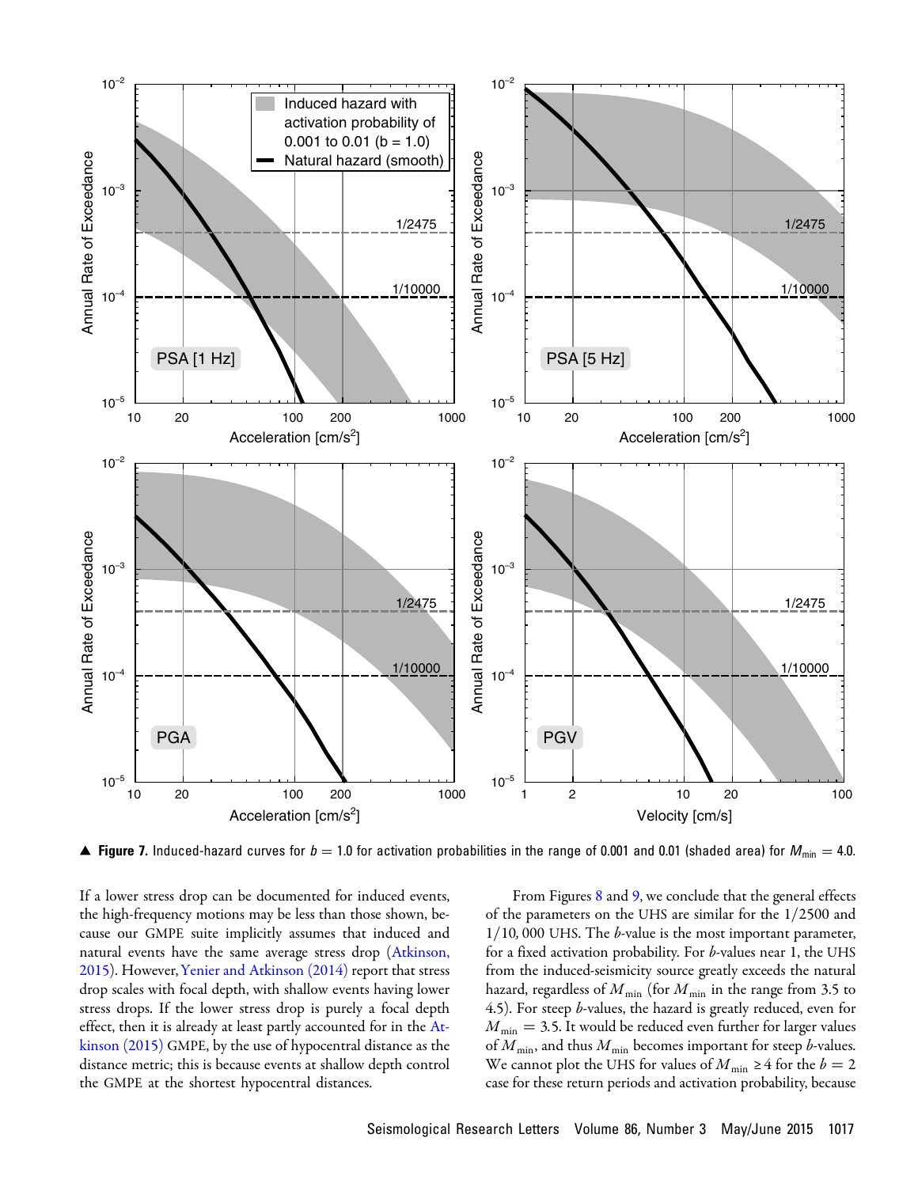▲ **Figure 7.** Induced-hazard curves for $b = 1.0$ for activation probabilities in the range of 0.001 and 0.01 (shaded area) for $M_{min} = 4.0$.

If a lower stress drop can be documented for induced events, the high-frequency motions may be less than those shown, because our GMPE suite implicitly assumes that induced and natural events have the same average stress drop (Atkinson, 2015). However, Yenier and Atkinson (2014) report that stress drop scales with focal depth, with shallow events having lower stress drops. If the lower stress drop is purely a focal depth effect, then it is already at least partly accounted for in the Atkinson (2015) GMPE, by the use of hypocentral distance as the distance metric; this is because events at shallow depth control the GMPE at the shortest hypocentral distances.

From Figures 8 and 9, we conclude that the general effects of the parameters on the UHS are similar for the 1/2500 and 1/10, 000 UHS. The $b$-value is the most important parameter, for a fixed activation probability. For $b$-values near 1, the UHS from the induced-seismicity source greatly exceeds the natural hazard, regardless of $M_{min}$ (for $M_{min}$ in the range from 3.5 to 4.5). For steep $b$-values, the hazard is greatly reduced, even for $M_{min} = 3.5$. It would be reduced even further for larger values of $M_{min}$, and thus $M_{min}$ becomes important for steep $b$-values. We cannot plot the UHS for values of $M_{min} \geq 4$ for the $b = 2$ case for these return periods and activation probability, because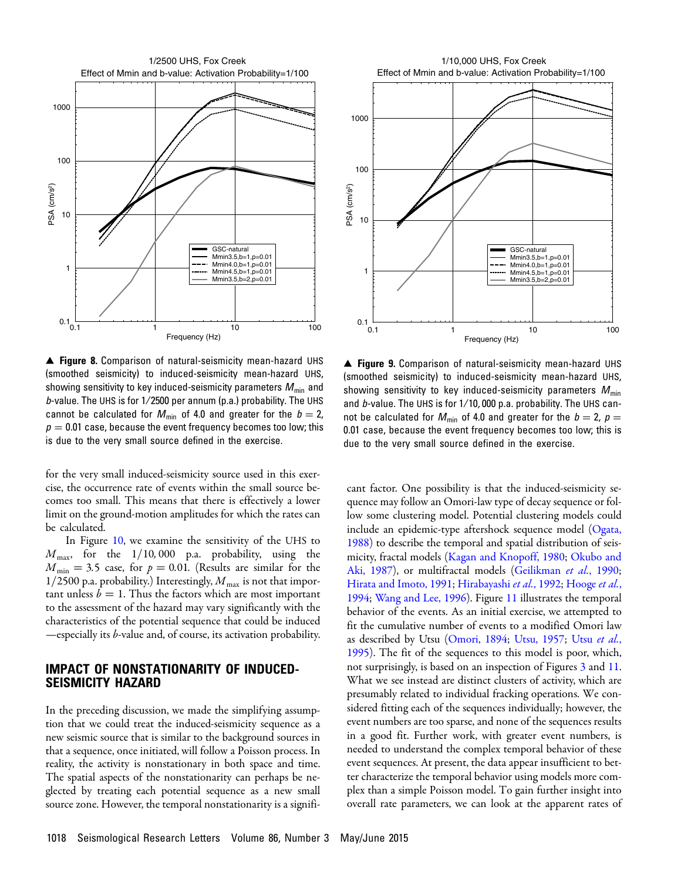▲ **Figure 8.** Comparison of natural-seismicity mean-hazard UHS (smoothed seismicity) to induced-seismicity mean-hazard UHS, showing sensitivity to key induced-seismicity parameters $M_{min}$ and $b$-value. The UHS is for 1/2500 per annum (p.a.) probability. The UHS cannot be calculated for $M_{min}$ of 4.0 and greater for the $b = 2$, $p = 0.01$ case, because the event frequency becomes too low; this is due to the very small source defined in the exercise.

▲ **Figure 9.** Comparison of natural-seismicity mean-hazard UHS (smoothed seismicity) to induced-seismicity mean-hazard UHS, showing sensitivity to key induced-seismicity parameters $M_{min}$ and $b$-value. The UHS is for 1/10,000 p.a. probability. The UHS cannot be calculated for $M_{min}$ of 4.0 and greater for the $b = 2$, $p = 0.01$ case, because the event frequency becomes too low; this is due to the very small source defined in the exercise.

for the very small induced-seismicity source used in this exercise, the occurrence rate of events within the small source becomes too small. This means that there is effectively a lower limit on the ground-motion amplitudes for which the rates can be calculated.

In Figure 10, we examine the sensitivity of the UHS to $M_{max}$, for the 1/10,000 p.a. probability, using the $M_{min} = 3.5$ case, for $p = 0.01$. (Results are similar for the 1/2500 p.a. probability.) Interestingly, $M_{max}$ is not that important unless $b = 1$. Thus the factors which are most important to the assessment of the hazard may vary significantly with the characteristics of the potential sequence that could be induced —especially its $b$-value and, of course, its activation probability.

## IMPACT OF NONSTATIONARITY OF INDUCED-SEISMICITY HAZARD

In the preceding discussion, we made the simplifying assumption that we could treat the induced-seismicity sequence as a new seismic source that is similar to the background sources in that a sequence, once initiated, will follow a Poisson process. In reality, the activity is nonstationary in both space and time. The spatial aspects of the nonstationarity can perhaps be neglected by treating each potential sequence as a new small source zone. However, the temporal nonstationarity is a significant factor. One possibility is that the induced-seismicity sequence may follow an Omori-law type of decay sequence or follow some clustering model. Potential clustering models could include an epidemic-type aftershock sequence model (Ogata, 1988) to describe the temporal and spatial distribution of seismicity, fractal models (Kagan and Knopoff, 1980; Okubo and Aki, 1987), or multifractal models (Geilikman *et al.*, 1990; Hirata and Imoto, 1991; Hirabayashi *et al.*, 1992; Hooge *et al.*, 1994; Wang and Lee, 1996). Figure 11 illustrates the temporal behavior of the events. As an initial exercise, we attempted to fit the cumulative number of events to a modified Omori law as described by Utsu (Omori, 1894; Utsu, 1957; Utsu *et al.*, 1995). The fit of the sequences to this model is poor, which, not surprisingly, is based on an inspection of Figures 3 and 11. What we see instead are distinct clusters of activity, which are presumably related to individual fracking operations. We considered fitting each of the sequences individually; however, the event numbers are too sparse, and none of the sequences results in a good fit. Further work, with greater event numbers, is needed to understand the complex temporal behavior of these event sequences. At present, the data appear insufficient to better characterize the temporal behavior using models more complex than a simple Poisson model. To gain further insight into overall rate parameters, we can look at the apparent rates of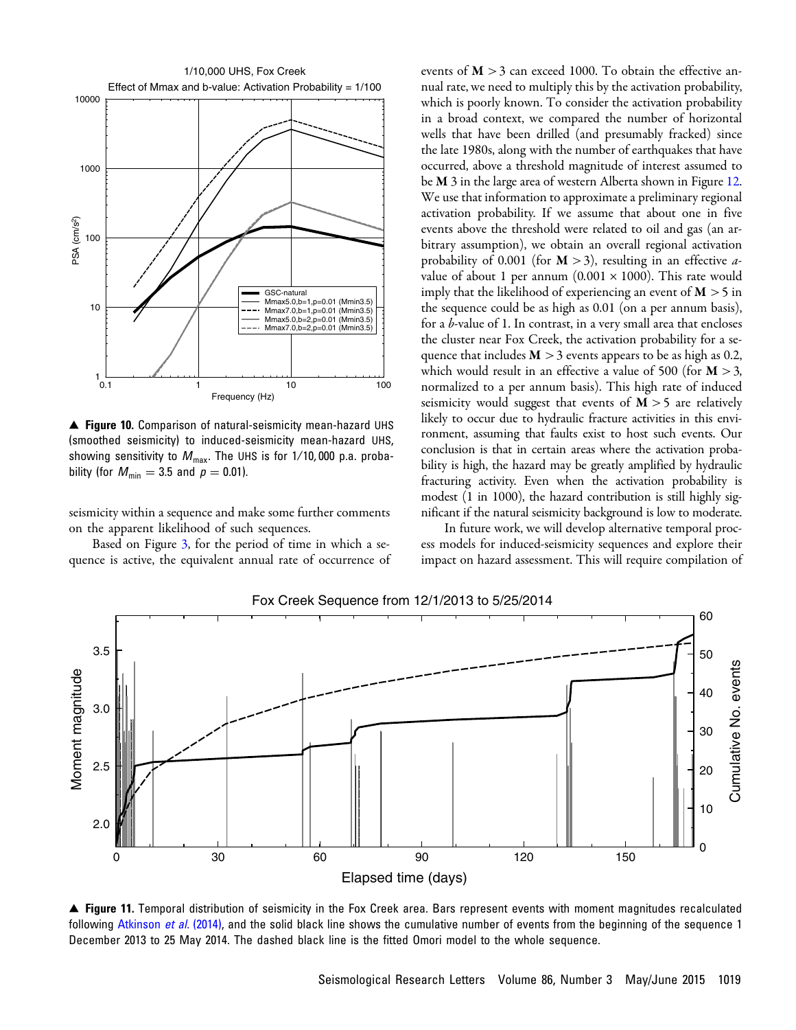▲ **Figure 10.** Comparison of natural-seismicity mean-hazard UHS (smoothed seismicity) to induced-seismicity mean-hazard UHS, showing sensitivity to $M_{max}$. The UHS is for 1/10,000 p.a. probability (for $M_{min} = 3.5$ and $p = 0.01$).

seismicity within a sequence and make some further comments on the apparent likelihood of such sequences.

Based on Figure 3, for the period of time in which a sequence is active, the equivalent annual rate of occurrence of events of $\mathbf{M} > 3$ can exceed 1000. To obtain the effective annual rate, we need to multiply this by the activation probability, which is poorly known. To consider the activation probability in a broad context, we compared the number of horizontal wells that have been drilled (and presumably fracked) since the late 1980s, along with the number of earthquakes that have occurred, above a threshold magnitude of interest assumed to be **M** 3 in the large area of western Alberta shown in Figure 12. We use that information to approximate a preliminary regional activation probability. If we assume that about one in five events above the threshold were related to oil and gas (an arbitrary assumption), we obtain an overall regional activation probability of 0.001 (for $\mathbf{M} > 3$), resulting in an effective $a$-value of about 1 per annum ($0.001 \times 1000$). This rate would imply that the likelihood of experiencing an event of $\mathbf{M} > 5$ in the sequence could be as high as 0.01 (on a per annum basis), for a $b$-value of 1. In contrast, in a very small area that encloses the cluster near Fox Creek, the activation probability for a sequence that includes $\mathbf{M} > 3$ events appears to be as high as 0.2, which would result in an effective a value of 500 (for $\mathbf{M} > 3$, normalized to a per annum basis). This high rate of induced seismicity would suggest that events of $\mathbf{M} > 5$ are relatively likely to occur due to hydraulic fracture activities in this environment, assuming that faults exist to host such events. Our conclusion is that in certain areas where the activation probability is high, the hazard may be greatly amplified by hydraulic fracturing activity. Even when the activation probability is modest (1 in 1000), the hazard contribution is still highly significant if the natural seismicity background is low to moderate.

In future work, we will develop alternative temporal process models for induced-seismicity sequences and explore their impact on hazard assessment. This will require compilation of

▲ **Figure 11.** Temporal distribution of seismicity in the Fox Creek area. Bars represent events with moment magnitudes recalculated following Atkinson *et al.* (2014), and the solid black line shows the cumulative number of events from the beginning of the sequence 1 December 2013 to 25 May 2014. The dashed black line is the fitted Omori model to the whole sequence.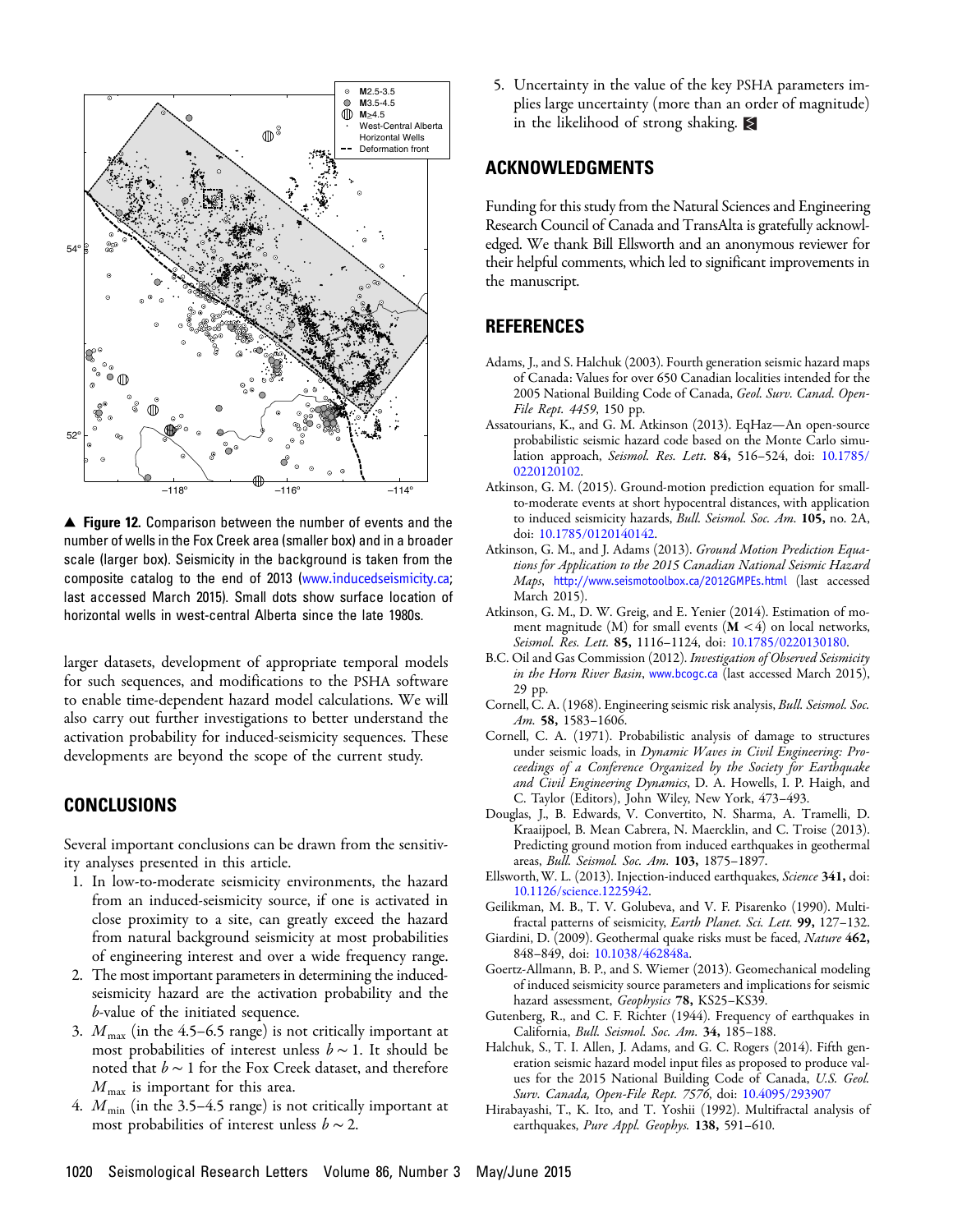▲ **Figure 12.** Comparison between the number of events and the number of wells in the Fox Creek area (smaller box) and in a broader scale (larger box). Seismicity in the background is taken from the composite catalog to the end of 2013 (www.inducedseismicity.ca; last accessed March 2015). Small dots show surface location of horizontal wells in west-central Alberta since the late 1980s.

larger datasets, development of appropriate temporal models for such sequences, and modifications to the PSHA software to enable time-dependent hazard model calculations. We will also carry out further investigations to better understand the activation probability for induced-seismicity sequences. These developments are beyond the scope of the current study.

## CONCLUSIONS

Several important conclusions can be drawn from the sensitivity analyses presented in this article.

1. In low-to-moderate seismicity environments, the hazard from an induced-seismicity source, if one is activated in close proximity to a site, can greatly exceed the hazard from natural background seismicity at most probabilities of engineering interest and over a wide frequency range.
2. The most important parameters in determining the induced-seismicity hazard are the activation probability and the *b*-value of the initiated sequence.
3. $M_{\max}$ (in the 4.5–6.5 range) is not critically important at most probabilities of interest unless $b \sim 1$. It should be noted that $b \sim 1$ for the Fox Creek dataset, and therefore $M_{\max}$ is important for this area.
4. $M_{\min}$ (in the 3.5–4.5 range) is not critically important at most probabilities of interest unless $b \sim 2$.
5. Uncertainty in the value of the key PSHA parameters implies large uncertainty (more than an order of magnitude) in the likelihood of strong shaking.

## ACKNOWLEDGMENTS

Funding for this study from the Natural Sciences and Engineering Research Council of Canada and TransAlta is gratefully acknowledged. We thank Bill Ellsworth and an anonymous reviewer for their helpful comments, which led to significant improvements in the manuscript.

## REFERENCES

Adams, J., and S. Halchuk (2003). Fourth generation seismic hazard maps of Canada: Values for over 650 Canadian localities intended for the 2005 National Building Code of Canada, *Geol. Surv. Canad. Open-File Rept. 4459*, 150 pp.

Assatourians, K., and G. M. Atkinson (2013). EqHaz—An open-source probabilistic seismic hazard code based on the Monte Carlo simulation approach, *Seismol. Res. Lett.* **84,** 516–524, doi: 10.1785/0220120102.

Atkinson, G. M. (2015). Ground-motion prediction equation for small-to-moderate events at short hypocentral distances, with application to induced seismicity hazards, *Bull. Seismol. Soc. Am.* **105,** no. 2A, doi: 10.1785/0120140142.

Atkinson, G. M., and J. Adams (2013). *Ground Motion Prediction Equations for Application to the 2015 Canadian National Seismic Hazard Maps*, http://www.seismotoolbox.ca/2012GMPEs.html (last accessed March 2015).

Atkinson, G. M., D. W. Greig, and E. Yenier (2014). Estimation of moment magnitude (M) for small events (**M** < 4) on local networks, *Seismol. Res. Lett.* **85,** 1116–1124, doi: 10.1785/0220130180.

B.C. Oil and Gas Commission (2012). *Investigation of Observed Seismicity in the Horn River Basin*, www.bcogc.ca (last accessed March 2015), 29 pp.

Cornell, C. A. (1968). Engineering seismic risk analysis, *Bull. Seismol. Soc. Am.* **58,** 1583–1606.

Cornell, C. A. (1971). Probabilistic analysis of damage to structures under seismic loads, in *Dynamic Waves in Civil Engineering: Proceedings of a Conference Organized by the Society for Earthquake and Civil Engineering Dynamics*, D. A. Howells, I. P. Haigh, and C. Taylor (Editors), John Wiley, New York, 473–493.

Douglas, J., B. Edwards, V. Convertito, N. Sharma, A. Tramelli, D. Kraaijpoel, B. Mean Cabrera, N. Maercklin, and C. Troise (2013). Predicting ground motion from induced earthquakes in geothermal areas, *Bull. Seismol. Soc. Am.* **103,** 1875–1897.

Ellsworth, W. L. (2013). Injection-induced earthquakes, *Science* **341,** doi: 10.1126/science.1225942.

Geilikman, M. B., T. V. Golubeva, and V. F. Pisarenko (1990). Multifractal patterns of seismicity, *Earth Planet. Sci. Lett.* **99,** 127–132.

Giardini, D. (2009). Geothermal quake risks must be faced, *Nature* **462,** 848–849, doi: 10.1038/462848a.

Goertz-Allmann, B. P., and S. Wiemer (2013). Geomechanical modeling of induced seismicity source parameters and implications for seismic hazard assessment, *Geophysics* **78,** KS25–KS39.

Gutenberg, R., and C. F. Richter (1944). Frequency of earthquakes in California, *Bull. Seismol. Soc. Am.* **34,** 185–188.

Halchuk, S., T. I. Allen, J. Adams, and G. C. Rogers (2014). Fifth generation seismic hazard model input files as proposed to produce values for the 2015 National Building Code of Canada, *U.S. Geol. Surv. Canada, Open-File Rept. 7576*, doi: 10.4095/293907

Hirabayashi, T., K. Ito, and T. Yoshii (1992). Multifractal analysis of earthquakes, *Pure Appl. Geophys.* **138,** 591–610.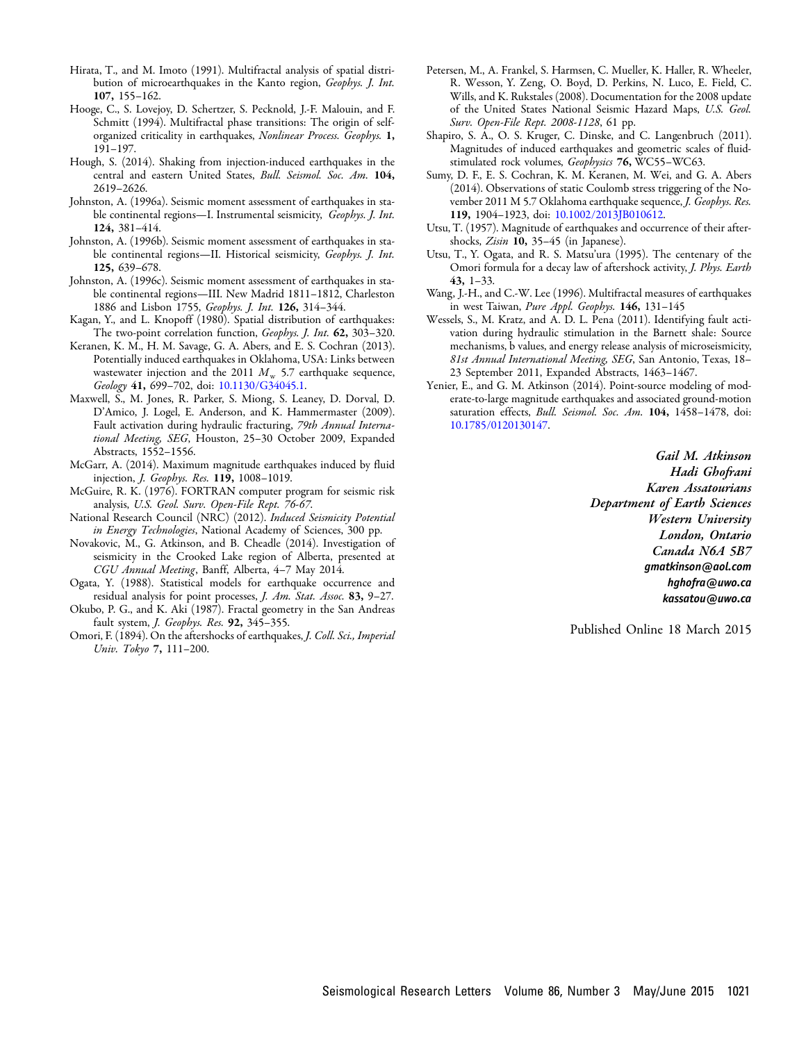Hirata, T., and M. Imoto (1991). Multifractal analysis of spatial distribution of microearthquakes in the Kanto region, *Geophys. J. Int.* **107,** 155–162.

Hooge, C., S. Lovejoy, D. Schertzer, S. Pecknold, J.-F. Malouin, and F. Schmitt (1994). Multifractal phase transitions: The origin of self-organized criticality in earthquakes, *Nonlinear Process. Geophys.* **1,** 191–197.

Hough, S. (2014). Shaking from injection-induced earthquakes in the central and eastern United States, *Bull. Seismol. Soc. Am.* **104,** 2619–2626.

Johnston, A. (1996a). Seismic moment assessment of earthquakes in stable continental regions—I. Instrumental seismicity, *Geophys. J. Int.* **124,** 381–414.

Johnston, A. (1996b). Seismic moment assessment of earthquakes in stable continental regions—II. Historical seismicity, *Geophys. J. Int.* **125,** 639–678.

Johnston, A. (1996c). Seismic moment assessment of earthquakes in stable continental regions—III. New Madrid 1811–1812, Charleston 1886 and Lisbon 1755, *Geophys. J. Int.* **126,** 314–344.

Kagan, Y., and L. Knopoff (1980). Spatial distribution of earthquakes: The two-point correlation function, *Geophys. J. Int.* **62,** 303–320.

Keranen, K. M., H. M. Savage, G. A. Abers, and E. S. Cochran (2013). Potentially induced earthquakes in Oklahoma, USA: Links between wastewater injection and the 2011 $M_w$ 5.7 earthquake sequence, *Geology* **41,** 699–702, doi: 10.1130/G34045.1.

Maxwell, S., M. Jones, R. Parker, S. Miong, S. Leaney, D. Dorval, D. D'Amico, J. Logel, E. Anderson, and K. Hammermaster (2009). Fault activation during hydraulic fracturing, *79th Annual International Meeting, SEG*, Houston, 25–30 October 2009, Expanded Abstracts, 1552–1556.

McGarr, A. (2014). Maximum magnitude earthquakes induced by fluid injection, *J. Geophys. Res.* **119,** 1008–1019.

McGuire, R. K. (1976). FORTRAN computer program for seismic risk analysis, *U.S. Geol. Surv. Open-File Rept. 76-67*.

National Research Council (NRC) (2012). *Induced Seismicity Potential in Energy Technologies*, National Academy of Sciences, 300 pp.

Novakovic, M., G. Atkinson, and B. Cheadle (2014). Investigation of seismicity in the Crooked Lake region of Alberta, presented at *CGU Annual Meeting*, Banff, Alberta, 4–7 May 2014.

Ogata, Y. (1988). Statistical models for earthquake occurrence and residual analysis for point processes, *J. Am. Stat. Assoc.* **83,** 9–27.

Okubo, P. G., and K. Aki (1987). Fractal geometry in the San Andreas fault system, *J. Geophys. Res.* **92,** 345–355.

Omori, F. (1894). On the aftershocks of earthquakes, *J. Coll. Sci., Imperial Univ. Tokyo* **7,** 111–200.

Petersen, M., A. Frankel, S. Harmsen, C. Mueller, K. Haller, R. Wheeler, R. Wesson, Y. Zeng, O. Boyd, D. Perkins, N. Luco, E. Field, C. Wills, and K. Rukstales (2008). Documentation for the 2008 update of the United States National Seismic Hazard Maps, *U.S. Geol. Surv. Open-File Rept. 2008-1128*, 61 pp.

Shapiro, S. A., O. S. Kruger, C. Dinske, and C. Langenbruch (2011). Magnitudes of induced earthquakes and geometric scales of fluid-stimulated rock volumes, *Geophysics* **76,** WC55–WC63.

Sumy, D. F., E. S. Cochran, K. M. Keranen, M. Wei, and G. A. Abers (2014). Observations of static Coulomb stress triggering of the November 2011 M 5.7 Oklahoma earthquake sequence, *J. Geophys. Res.* **119,** 1904–1923, doi: 10.1002/2013JB010612.

Utsu, T. (1957). Magnitude of earthquakes and occurrence of their aftershocks, *Zisin* **10,** 35–45 (in Japanese).

Utsu, T., Y. Ogata, and R. S. Matsu'ura (1995). The centenary of the Omori formula for a decay law of aftershock activity, *J. Phys. Earth* **43,** 1–33.

Wang, J.-H., and C.-W. Lee (1996). Multifractal measures of earthquakes in west Taiwan, *Pure Appl. Geophys.* **146,** 131–145

Wessels, S., M. Kratz, and A. D. L. Pena (2011). Identifying fault activation during hydraulic stimulation in the Barnett shale: Source mechanisms, b values, and energy release analysis of microseismicity, *81st Annual International Meeting, SEG*, San Antonio, Texas, 18–23 September 2011, Expanded Abstracts, 1463–1467.

Yenier, E., and G. M. Atkinson (2014). Point-source modeling of moderate-to-large magnitude earthquakes and associated ground-motion saturation effects, *Bull. Seismol. Soc. Am.* **104,** 1458–1478, doi: 10.1785/0120130147.

*Gail M. Atkinson*
*Hadi Ghofrani*
*Karen Assatourians*
*Department of Earth Sciences*
*Western University*
*London, Ontario*
*Canada N6A 5B7*
*gmatkinson@aol.com*
*hghofra@uwo.ca*
*kassatou@uwo.ca*

Published Online 18 March 2015